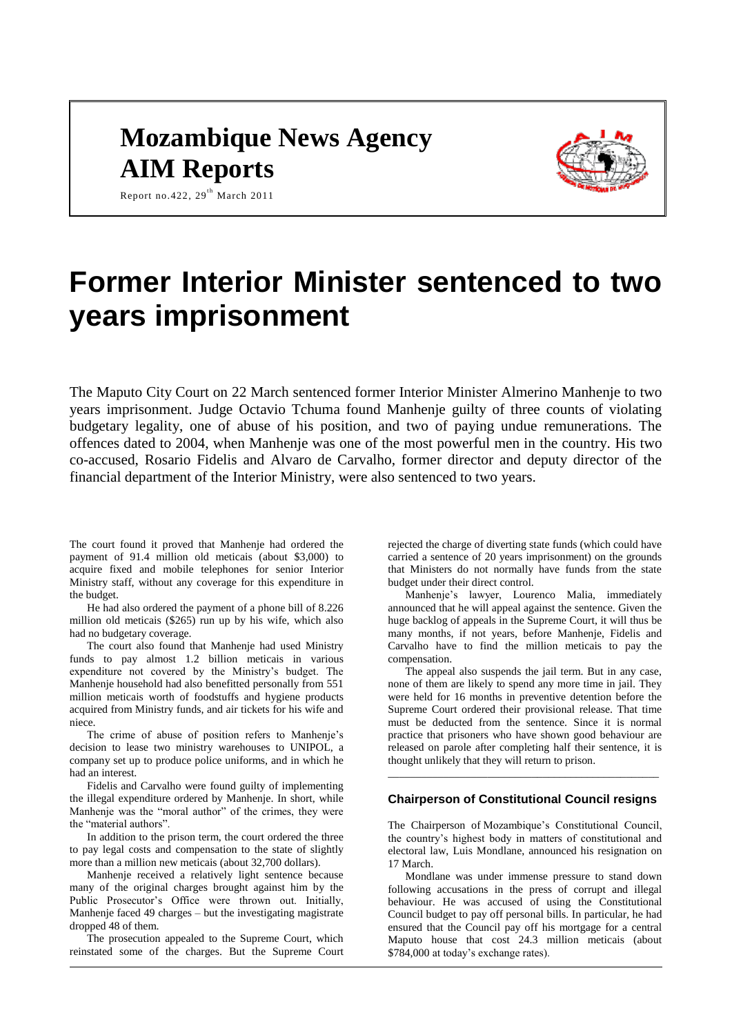# Mozambique News Agency

# AIM Reports

Report no.422, 29th March 2011

# Former Interior Minister sentenced to two years imprisonment

The Maputo City Court on 22 March sentenced former Interior Minister Almerino Manhenje to two years imprisonment. Judge Octavio Tchuma found Manhenje guilty of three counts of violating budgetary legality, one of abuse of his position, and two of paying undue remunerations. The offences dated to 2004, when Manhenje was one of the most powerful men in the country. His two co-accused, Rosario Fidelis and Alvaro de Carvalho, former director and deputy director of the financial department of the Interior Ministry, were also sentenced to two years.

The court found it proved that Manhenje had ordered the payment of 91.4 million old meticais (about $3,000) to acquire fixed and mobile telephones for senior Interior Ministry staff, without any coverage for this expenditure in the budget.

He had also ordered the payment of a phone bill of 8.226 million old meticais ($265) run up by his wife, which also had no budgetary coverage.

The court also found that Manhenje had used Ministry funds to pay almost 1.2 billion meticais in various expenditure not covered by the Ministry's budget. The Manhenje household had also benefitted personally from 551 million meticais worth of foodstuffs and hygiene products acquired from Ministry funds, and air tickets for his wife and niece.

The crime of abuse of position refers to Manhenje's decision to lease two ministry warehouses to UNIPOL, a company set up to produce police uniforms, and in which he had an interest.

Fidelis and Carvalho were found guilty of implementing the illegal expenditure ordered by Manhenje. In short, while Manhenje was the "moral author" of the crimes, they were the "material authors".

In addition to the prison term, the court ordered the three to pay legal costs and compensation to the state of slightly more than a million new meticais (about 32,700 dollars).

Manhenje received a relatively light sentence because many of the original charges brought against him by the Public Prosecutor's Office were thrown out. Initially, Manhenje faced 49 charges – but the investigating magistrate dropped 48 of them.

The prosecution appealed to the Supreme Court, which reinstated some of the charges. But the Supreme Court rejected the charge of diverting state funds (which could have carried a sentence of 20 years imprisonment) on the grounds that Ministers do not normally have funds from the state budget under their direct control.

Manhenje's lawyer, Lourenco Malia, immediately announced that he will appeal against the sentence. Given the huge backlog of appeals in the Supreme Court, it will thus be many months, if not years, before Manhenje, Fidelis and Carvalho have to find the million meticais to pay the compensation.

The appeal also suspends the jail term. But in any case, none of them are likely to spend any more time in jail. They were held for 16 months in preventive detention before the Supreme Court ordered their provisional release. That time must be deducted from the sentence. Since it is normal practice that prisoners who have shown good behaviour are released on parole after completing half their sentence, it is thought unlikely that they will return to prison.

---

### Chairperson of Constitutional Council resigns

The Chairperson of Mozambique's Constitutional Council, the country's highest body in matters of constitutional and electoral law, Luis Mondlane, announced his resignation on 17 March.

Mondlane was under immense pressure to stand down following accusations in the press of corrupt and illegal behaviour. He was accused of using the Constitutional Council budget to pay off personal bills. In particular, he had ensured that the Council pay off his mortgage for a central Maputo house that cost 24.3 million meticais (about $784,000 at today's exchange rates).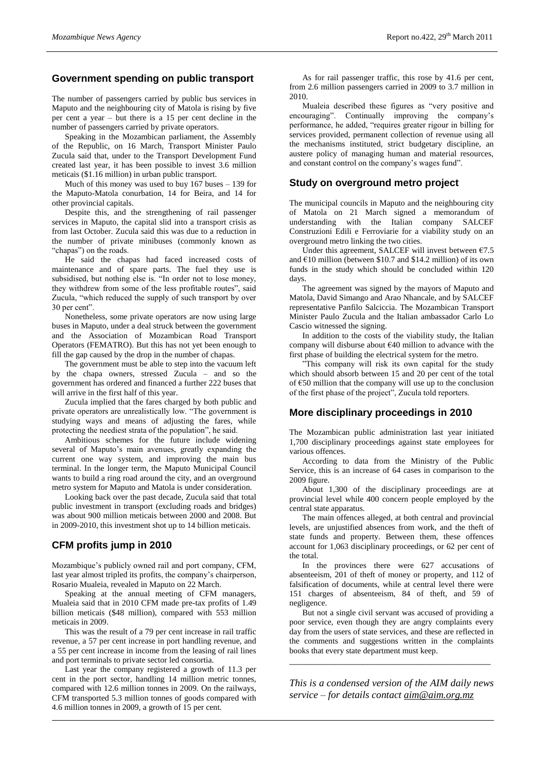## Government spending on public transport

The number of passengers carried by public bus services in Maputo and the neighbouring city of Matola is rising by five per cent a year – but there is a 15 per cent decline in the number of passengers carried by private operators.

Speaking in the Mozambican parliament, the Assembly of the Republic, on 16 March, Transport Minister Paulo Zucula said that, under to the Transport Development Fund created last year, it has been possible to invest 3.6 million meticais ($1.16 million) in urban public transport.

Much of this money was used to buy 167 buses – 139 for the Maputo-Matola conurbation, 14 for Beira, and 14 for other provincial capitals.

Despite this, and the strengthening of rail passenger services in Maputo, the capital slid into a transport crisis as from last October. Zucula said this was due to a reduction in the number of private minibuses (commonly known as "chapas") on the roads.

He said the chapas had faced increased costs of maintenance and of spare parts. The fuel they use is subsidised, but nothing else is. "In order not to lose money, they withdrew from some of the less profitable routes", said Zucula, "which reduced the supply of such transport by over 30 per cent".

Nonetheless, some private operators are now using large buses in Maputo, under a deal struck between the government and the Association of Mozambican Road Transport Operators (FEMATRO). But this has not yet been enough to fill the gap caused by the drop in the number of chapas.

The government must be able to step into the vacuum left by the chapa owners, stressed Zucula – and so the government has ordered and financed a further 222 buses that will arrive in the first half of this year.

Zucula implied that the fares charged by both public and private operators are unrealistically low. "The government is studying ways and means of adjusting the fares, while protecting the neediest strata of the population", he said.

Ambitious schemes for the future include widening several of Maputo's main avenues, greatly expanding the current one way system, and improving the main bus terminal. In the longer term, the Maputo Municipal Council wants to build a ring road around the city, and an overground metro system for Maputo and Matola is under consideration.

Looking back over the past decade, Zucula said that total public investment in transport (excluding roads and bridges) was about 900 million meticais between 2000 and 2008. But in 2009-2010, this investment shot up to 14 billion meticais.

## CFM profits jump in 2010

Mozambique's publicly owned rail and port company, CFM, last year almost tripled its profits, the company's chairperson, Rosario Mualeia, revealed in Maputo on 22 March.

Speaking at the annual meeting of CFM managers, Mualeia said that in 2010 CFM made pre-tax profits of 1.49 billion meticais ($48 million), compared with 553 million meticais in 2009.

This was the result of a 79 per cent increase in rail traffic revenue, a 57 per cent increase in port handling revenue, and a 55 per cent increase in income from the leasing of rail lines and port terminals to private sector led consortia.

Last year the company registered a growth of 11.3 per cent in the port sector, handling 14 million metric tonnes, compared with 12.6 million tonnes in 2009. On the railways, CFM transported 5.3 million tonnes of goods compared with 4.6 million tonnes in 2009, a growth of 15 per cent.

As for rail passenger traffic, this rose by 41.6 per cent, from 2.6 million passengers carried in 2009 to 3.7 million in 2010.

Mualeia described these figures as "very positive and encouraging". Continually improving the company's performance, he added, "requires greater rigour in billing for services provided, permanent collection of revenue using all the mechanisms instituted, strict budgetary discipline, an austere policy of managing human and material resources, and constant control on the company's wages fund".

## Study on overground metro project

The municipal councils in Maputo and the neighbouring city of Matola on 21 March signed a memorandum of understanding with the Italian company SALCEF Construzioni Edili e Ferroviarie for a viability study on an overground metro linking the two cities.

Under this agreement, SALCEF will invest between €7.5 and €10 million (between $10.7 and $14.2 million) of its own funds in the study which should be concluded within 120 days.

The agreement was signed by the mayors of Maputo and Matola, David Simango and Arao Nhancale, and by SALCEF representative Panfilo Salciccia. The Mozambican Transport Minister Paulo Zucula and the Italian ambassador Carlo Lo Cascio witnessed the signing.

In addition to the costs of the viability study, the Italian company will disburse about €40 million to advance with the first phase of building the electrical system for the metro.

"This company will risk its own capital for the study which should absorb between 15 and 20 per cent of the total of €50 million that the company will use up to the conclusion of the first phase of the project", Zucula told reporters.

## More disciplinary proceedings in 2010

The Mozambican public administration last year initiated 1,700 disciplinary proceedings against state employees for various offences.

According to data from the Ministry of the Public Service, this is an increase of 64 cases in comparison to the 2009 figure.

About 1,300 of the disciplinary proceedings are at provincial level while 400 concern people employed by the central state apparatus.

The main offences alleged, at both central and provincial levels, are unjustified absences from work, and the theft of state funds and property. Between them, these offences account for 1,063 disciplinary proceedings, or 62 per cent of the total.

In the provinces there were 627 accusations of absenteeism, 201 of theft of money or property, and 112 of falsification of documents, while at central level there were 151 charges of absenteeism, 84 of theft, and 59 of negligence.

But not a single civil servant was accused of providing a poor service, even though they are angry complaints every day from the users of state services, and these are reflected in the comments and suggestions written in the complaints books that every state department must keep.

---

*This is a condensed version of the AIM daily news service – for details contact aim@aim.org.mz*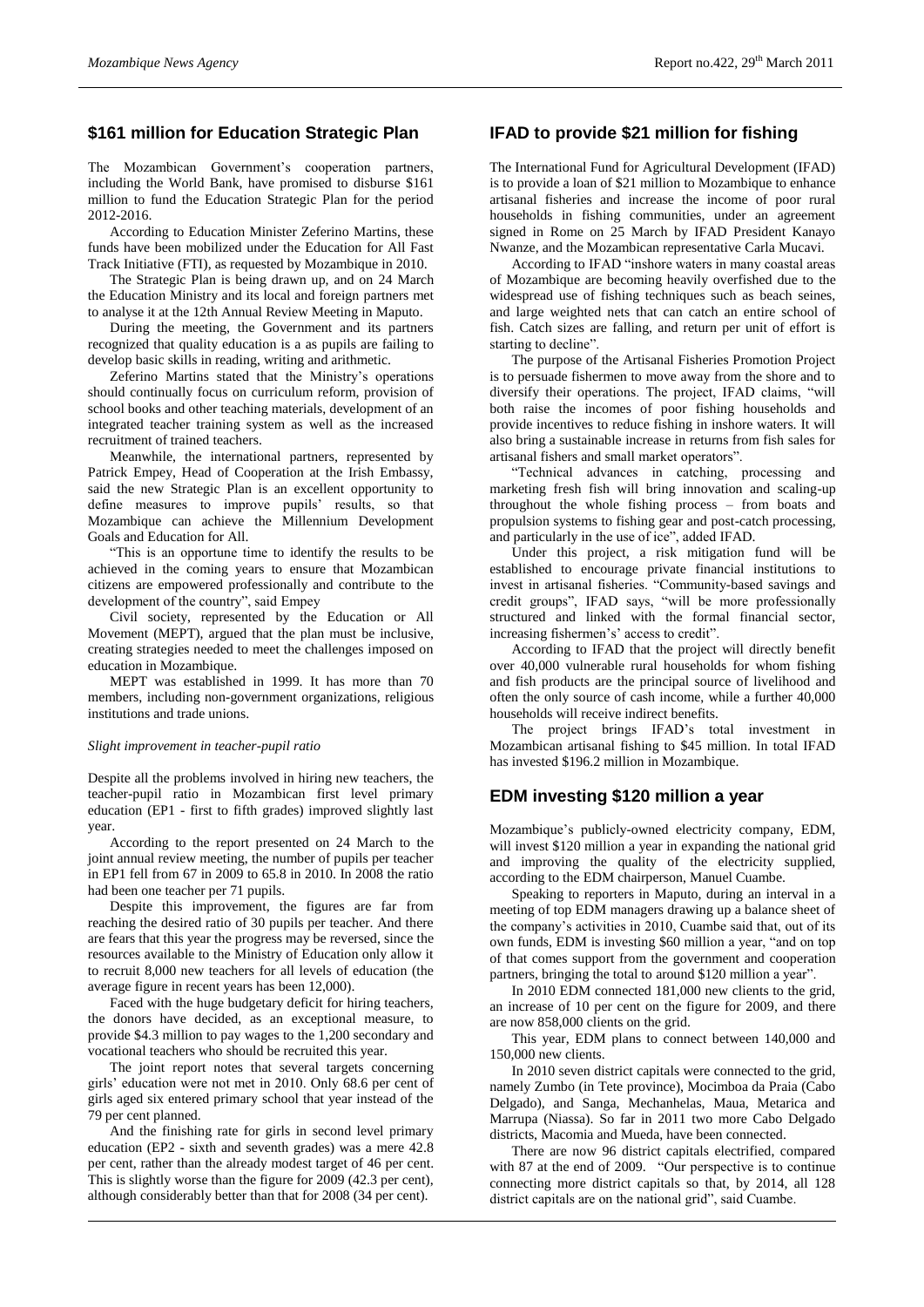## \$161 million for Education Strategic Plan

The Mozambican Government's cooperation partners, including the World Bank, have promised to disburse \$161 million to fund the Education Strategic Plan for the period 2012-2016.

According to Education Minister Zeferino Martins, these funds have been mobilized under the Education for All Fast Track Initiative (FTI), as requested by Mozambique in 2010.

The Strategic Plan is being drawn up, and on 24 March the Education Ministry and its local and foreign partners met to analyse it at the 12th Annual Review Meeting in Maputo.

During the meeting, the Government and its partners recognized that quality education is a as pupils are failing to develop basic skills in reading, writing and arithmetic.

Zeferino Martins stated that the Ministry's operations should continually focus on curriculum reform, provision of school books and other teaching materials, development of an integrated teacher training system as well as the increased recruitment of trained teachers.

Meanwhile, the international partners, represented by Patrick Empey, Head of Cooperation at the Irish Embassy, said the new Strategic Plan is an excellent opportunity to define measures to improve pupils' results, so that Mozambique can achieve the Millennium Development Goals and Education for All.

"This is an opportune time to identify the results to be achieved in the coming years to ensure that Mozambican citizens are empowered professionally and contribute to the development of the country", said Empey

Civil society, represented by the Education or All Movement (MEPT), argued that the plan must be inclusive, creating strategies needed to meet the challenges imposed on education in Mozambique.

MEPT was established in 1999. It has more than 70 members, including non-government organizations, religious institutions and trade unions.

*Slight improvement in teacher-pupil ratio*

Despite all the problems involved in hiring new teachers, the teacher-pupil ratio in Mozambican first level primary education (EP1 - first to fifth grades) improved slightly last year.

According to the report presented on 24 March to the joint annual review meeting, the number of pupils per teacher in EP1 fell from of 67 in 2009 to 65.8 in 2010. In 2008 the ratio had been one teacher per 71 pupils.

Despite this improvement, the figures are far from reaching the desired ratio of 30 pupils per teacher. And there are fears that this year the progress may be reversed, since the resources available to the Ministry of Education only allow it to recruit 8,000 new teachers for all levels of education (the average figure in recent years has been 12,000).

Faced with the huge budgetary deficit for hiring teachers, the donors have decided, as an exceptional measure, to provide \$4.3 million to pay wages to the 1,200 secondary and vocational teachers who should be recruited this year.

The joint report notes that several targets concerning girls' education were not met in 2010. Only 68.6 per cent of girls aged six entered primary school that year instead of the 79 per cent planned.

And the finishing rate for girls in second level primary education (EP2 - sixth and seventh grades) was a mere 42.8 per cent, rather than the already modest target of 46 per cent. This is slightly worse than the figure for 2009 (42.3 per cent), although considerably better than that for 2008 (34 per cent).

## IFAD to provide \$21 million for fishing

The International Fund for Agricultural Development (IFAD) is to provide a loan of \$21 million to Mozambique to enhance artisanal fisheries and increase the income of poor rural households in fishing communities, under an agreement signed in Rome on 25 March by IFAD President Kanayo Nwanze, and the Mozambican representative Carla Mucavi.

According to IFAD "inshore waters in many coastal areas of Mozambique are becoming heavily overfished due to the widespread use of fishing techniques such as beach seines, and large weighted nets that can catch an entire school of fish. Catch sizes are falling, and return per unit of effort is starting to decline".

The purpose of the Artisanal Fisheries Promotion Project is to persuade fishermen to move away from the shore and to diversify their operations. The project, IFAD claims, "will both raise the incomes of poor fishing households and provide incentives to reduce fishing in inshore waters. It will also bring a sustainable increase in returns from fish sales for artisanal fishers and small market operators".

"Technical advances in catching, processing and marketing fresh fish will bring innovation and scaling-up throughout the whole fishing process – from boats and propulsion systems to fishing gear and post-catch processing, and particularly in the use of ice", added IFAD.

Under this project, a risk mitigation fund will be established to encourage private financial institutions to invest in artisanal fisheries. "Community-based savings and credit groups", IFAD says, "will be more professionally structured and linked with the formal financial sector, increasing fishermen's' access to credit".

According to IFAD that the project will directly benefit over 40,000 vulnerable rural households for whom fishing and fish products are the principal source of livelihood and often the only source of cash income, while a further 40,000 households will receive indirect benefits.

The project brings IFAD's total investment in Mozambican artisanal fishing to \$45 million. In total IFAD has invested \$196.2 million in Mozambique.

## EDM investing \$120 million a year

Mozambique's publicly-owned electricity company, EDM, will invest \$120 million a year in expanding the national grid and improving the quality of the electricity supplied, according to the EDM chairperson, Manuel Cuambe.

Speaking to reporters in Maputo, during an interval in a meeting of top EDM managers drawing up a balance sheet of the company's activities in 2010, Cuambe said that, out of its own funds, EDM is investing \$60 million a year, "and on top of that comes support from the government and cooperation partners, bringing the total to around \$120 million a year".

In 2010 EDM connected 181,000 new clients to the grid, an increase of 10 per cent on the figure for 2009, and there are now 858,000 clients on the grid.

This year, EDM plans to connect between 140,000 and 150,000 new clients.

In 2010 seven district capitals were connected to the grid, namely Zumbo (in Tete province), Mocimboa da Praia (Cabo Delgado), and Sanga, Mechanhelas, Maua, Metarica and Marrupa (Niassa). So far in 2011 two more Cabo Delgado districts, Macomia and Mueda, have been connected.

There are now 96 district capitals electrified, compared with 87 at the end of 2009. "Our perspective is to continue connecting more district capitals so that, by 2014, all 128 district capitals are on the national grid", said Cuambe.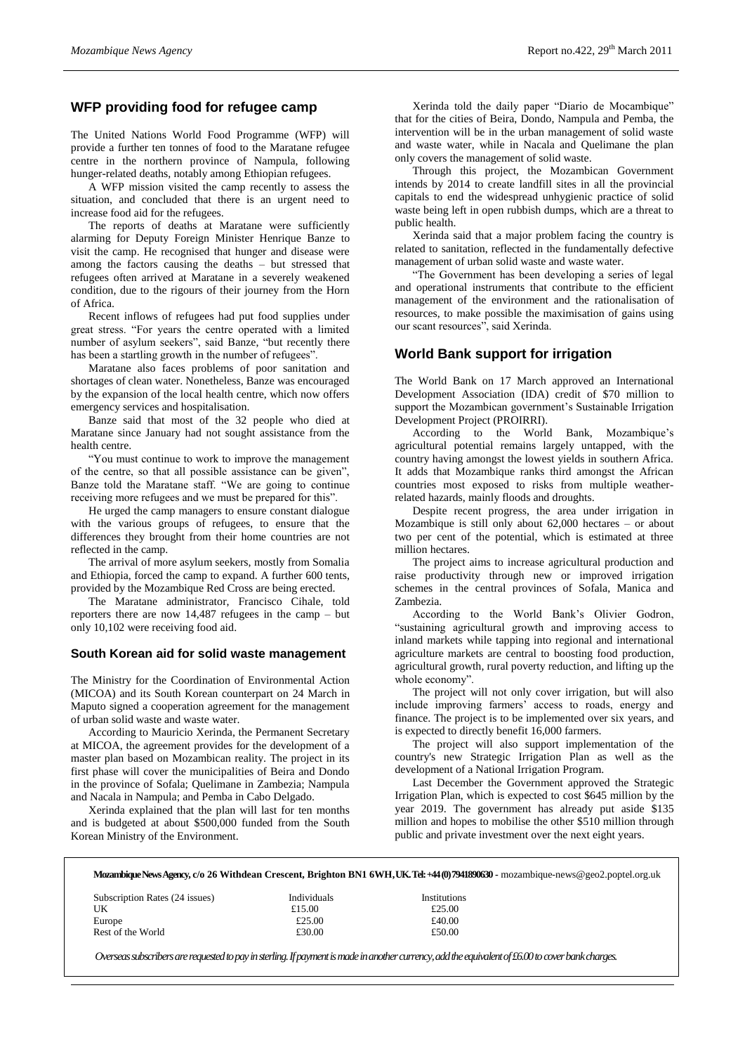## WFP providing food for refugee camp

The United Nations World Food Programme (WFP) will provide a further ten tonnes of food to the Maratane refugee centre in the northern province of Nampula, following hunger-related deaths, notably among Ethiopian refugees.

A WFP mission visited the camp recently to assess the situation, and concluded that there is an urgent need to increase food aid for the refugees.

The reports of deaths at Maratane were sufficiently alarming for Deputy Foreign Minister Henrique Banze to visit the camp. He recognised that hunger and disease were among the factors causing the deaths – but stressed that refugees often arrived at Maratane in a severely weakened condition, due to the rigours of their journey from the Horn of Africa.

Recent inflows of refugees had put food supplies under great stress. "For years the centre operated with a limited number of asylum seekers", said Banze, "but recently there has been a startling growth in the number of refugees".

Maratane also faces problems of poor sanitation and shortages of clean water. Nonetheless, Banze was encouraged by the expansion of the local health centre, which now offers emergency services and hospitalisation.

Banze said that most of the 32 people who died at Maratane since January had not sought assistance from the health centre.

"You must continue to work to improve the management of the centre, so that all possible assistance can be given", Banze told the Maratane staff. "We are going to continue receiving more refugees and we must be prepared for this".

He urged the camp managers to ensure constant dialogue with the various groups of refugees, to ensure that the differences they brought from their home countries are not reflected in the camp.

The arrival of more asylum seekers, mostly from Somalia and Ethiopia, forced the camp to expand. A further 600 tents, provided by the Mozambique Red Cross are being erected.

The Maratane administrator, Francisco Cihale, told reporters there are now 14,487 refugees in the camp – but only 10,102 were receiving food aid.

### South Korean aid for solid waste management

The Ministry for the Coordination of Environmental Action (MICOA) and its South Korean counterpart on 24 March in Maputo signed a cooperation agreement for the management of urban solid waste and waste water.

According to Mauricio Xerinda, the Permanent Secretary at MICOA, the agreement provides for the development of a master plan based on Mozambican reality. The project in its first phase will cover the municipalities of Beira and Dondo in the province of Sofala; Quelimane in Zambezia; Nampula and Nacala in Nampula; and Pemba in Cabo Delgado.

Xerinda explained that the plan will last for ten months and is budgeted at about $500,000 funded from the South Korean Ministry of the Environment.

Xerinda told the daily paper "Diario de Mocambique" that for the cities of Beira, Dondo, Nampula and Pemba, the intervention will be in the urban management of solid waste and waste water, while in Nacala and Quelimane the plan only covers the management of solid waste.

Through this project, the Mozambican Government intends by 2014 to create landfill sites in all the provincial capitals to end the widespread unhygienic practice of solid waste being left in open rubbish dumps, which are a threat to public health.

Xerinda said that a major problem facing the country is related to sanitation, reflected in the fundamentally defective management of urban solid waste and waste water.

"The Government has been developing a series of legal and operational instruments that contribute to the efficient management of the environment and the rationalisation of resources, to make possible the maximisation of gains using our scant resources", said Xerinda.

## World Bank support for irrigation

The World Bank on 17 March approved an International Development Association (IDA) credit of $70 million to support the Mozambican government's Sustainable Irrigation Development Project (PROIRRI).

According to the World Bank, Mozambique's agricultural potential remains largely untapped, with the country having amongst the lowest yields in southern Africa. It adds that Mozambique ranks third amongst the African countries most exposed to risks from multiple weather-related hazards, mainly floods and droughts.

Despite recent progress, the area under irrigation in Mozambique is still only about 62,000 hectares – or about two per cent of the potential, which is estimated at three million hectares.

The project aims to increase agricultural production and raise productivity through new or improved irrigation schemes in the central provinces of Sofala, Manica and Zambezia.

According to the World Bank's Olivier Godron, "sustaining agricultural growth and improving access to inland markets while tapping into regional and international agriculture markets are central to boosting food production, agricultural growth, rural poverty reduction, and lifting up the whole economy".

The project will not only cover irrigation, but will also include improving farmers' access to roads, energy and finance. The project is to be implemented over six years, and is expected to directly benefit 16,000 farmers.

The project will also support implementation of the country's new Strategic Irrigation Plan as well as the development of a National Irrigation Program.

Last December the Government approved the Strategic Irrigation Plan, which is expected to cost $645 million by the year 2019. The government has already put aside $135 million and hopes to mobilise the other $510 million through public and private investment over the next eight years.

---

**Mozambique News Agency, c/o 26 Withdean Crescent, Brighton BN1 6WH, UK. Tel: +44 (0) 7941890630 -** mozambique-news@geo2.poptel.org.uk

| Subscription Rates (24 issues) | Individuals | Institutions |
|---|---|---|
| UK | £15.00 | £25.00 |
| Europe | £25.00 | £40.00 |
| Rest of the World | £30.00 | £50.00 |

*Overseas subscribers are requested to pay in sterling. If payment is made in another currency, add the equivalent of £6.00 to cover bank charges.*